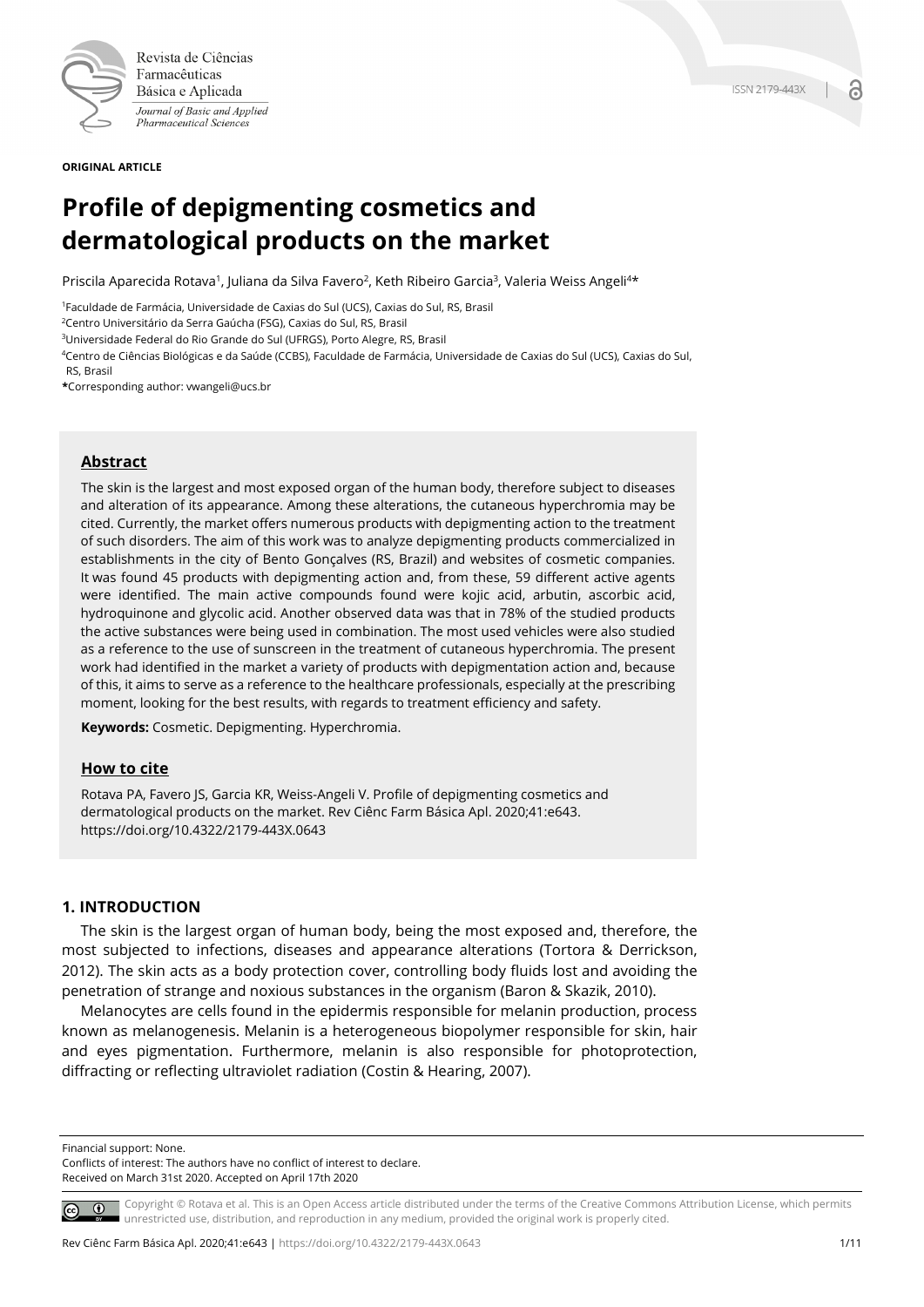**ORIGINAL ARTICLE**

# Profile of depigmenting cosmetics and dermatological products on the market

Priscila Aparecida Rotava[1], Juliana da Silva Favero[2], Keth Ribeiro Garcia[3], Valeria Weiss Angeli[4]*

[1]Faculdade de Farmácia, Universidade de Caxias do Sul (UCS), Caxias do Sul, RS, Brasil

[2]Centro Universitário da Serra Gaúcha (FSG), Caxias do Sul, RS, Brasil

[3]Universidade Federal do Rio Grande do Sul (UFRGS), Porto Alegre, RS, Brasil

[4]Centro de Ciências Biológicas e da Saúde (CCBS), Faculdade de Farmácia, Universidade de Caxias do Sul (UCS), Caxias do Sul, RS, Brasil

*Corresponding author: vwangeli@ucs.br

## Abstract

The skin is the largest and most exposed organ of the human body, therefore subject to diseases and alteration of its appearance. Among these alterations, the cutaneous hyperchromia may be cited. Currently, the market offers numerous products with depigmenting action to the treatment of such disorders. The aim of this work was to analyze depigmenting products commercialized in establishments in the city of Bento Gonçalves (RS, Brazil) and websites of cosmetic companies. It was found 45 products with depigmenting action and, from these, 59 different active agents were identified. The main active compounds found were kojic acid, arbutin, ascorbic acid, hydroquinone and glycolic acid. Another observed data was that in 78% of the studied products the active substances were being used in combination. The most used vehicles were also studied as a reference to the use of sunscreen in the treatment of cutaneous hyperchromia. The present work had identified in the market a variety of products with depigmentation action and, because of this, it aims to serve as a reference to the healthcare professionals, especially at the prescribing moment, looking for the best results, with regards to treatment efficiency and safety.

**Keywords:** Cosmetic. Depigmenting. Hyperchromia.

## How to cite

Rotava PA, Favero JS, Garcia KR, Weiss-Angeli V. Profile of depigmenting cosmetics and dermatological products on the market. Rev Ciênc Farm Básica Apl. 2020;41:e643. https://doi.org/10.4322/2179-443X.0643

## 1. INTRODUCTION

The skin is the largest organ of human body, being the most exposed and, therefore, the most subjected to infections, diseases and appearance alterations (Tortora & Derrickson, 2012). The skin acts as a body protection cover, controlling body fluids lost and avoiding the penetration of strange and noxious substances in the organism (Baron & Skazik, 2010).

Melanocytes are cells found in the epidermis responsible for melanin production, process known as melanogenesis. Melanin is a heterogeneous biopolymer responsible for skin, hair and eyes pigmentation. Furthermore, melanin is also responsible for photoprotection, diffracting or reflecting ultraviolet radiation (Costin & Hearing, 2007).

Financial support: None.
Conflicts of interest: The authors have no conflict of interest to declare.
Received on March 31st 2020. Accepted on April 17th 2020

Copyright © Rotava et al. This is an Open Access article distributed under the terms of the Creative Commons Attribution License, which permits unrestricted use, distribution, and reproduction in any medium, provided the original work is properly cited.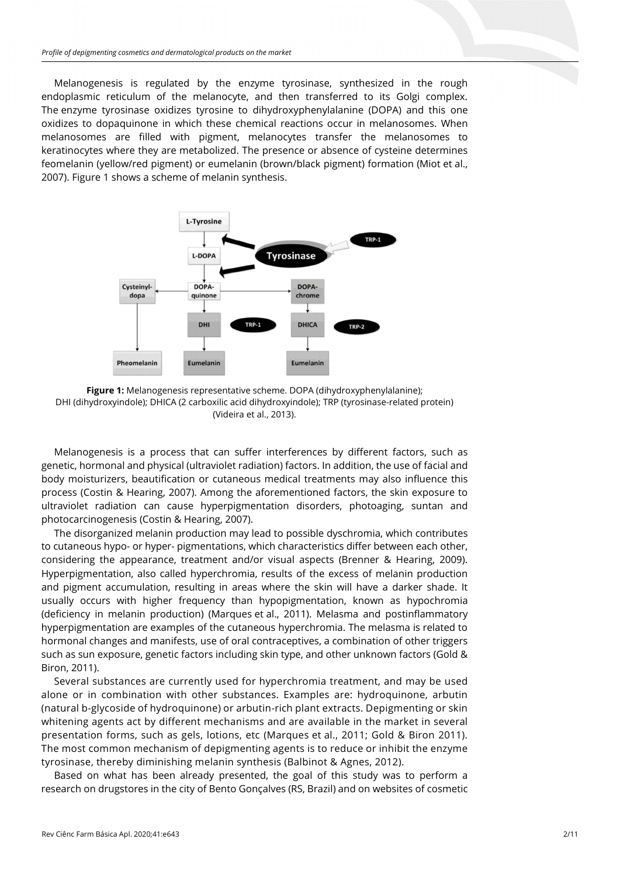Melanogenesis is regulated by the enzyme tyrosinase, synthesized in the rough endoplasmic reticulum of the melanocyte, and then transferred to its Golgi complex. The enzyme tyrosinase oxidizes tyrosine to dihydroxyphenylalanine (DOPA) and this one oxidizes to dopaquinone in which these chemical reactions occur in melanosomes. When melanosomes are filled with pigment, melanocytes transfer the melanosomes to keratinocytes where they are metabolized. The presence or absence of cysteine determines feomelanin (yellow/red pigment) or eumelanin (brown/black pigment) formation (Miot et al., 2007). Figure 1 shows a scheme of melanin synthesis.

**Figure 1:** Melanogenesis representative scheme. DOPA (dihydroxyphenylalanine); DHI (dihydroxyindole); DHICA (2 carboxilic acid dihydroxyindole); TRP (tyrosinase-related protein) (Videira et al., 2013).

Melanogenesis is a process that can suffer interferences by different factors, such as genetic, hormonal and physical (ultraviolet radiation) factors. In addition, the use of facial and body moisturizers, beautification or cutaneous medical treatments may also influence this process (Costin & Hearing, 2007). Among the aforementioned factors, the skin exposure to ultraviolet radiation can cause hyperpigmentation disorders, photoaging, suntan and photocarcinogenesis (Costin & Hearing, 2007).

The disorganized melanin production may lead to possible dyschromia, which contributes to cutaneous hypo- or hyper- pigmentations, which characteristics differ between each other, considering the appearance, treatment and/or visual aspects (Brenner & Hearing, 2009). Hyperpigmentation, also called hyperchromia, results of the excess of melanin production and pigment accumulation, resulting in areas where the skin will have a darker shade. It usually occurs with higher frequency than hypopigmentation, known as hypochromia (deficiency in melanin production) (Marques et al., 2011). Melasma and postinflammatory hyperpigmentation are examples of the cutaneous hyperchromia. The melasma is related to hormonal changes and manifests, use of oral contraceptives, a combination of other triggers such as sun exposure, genetic factors including skin type, and other unknown factors (Gold & Biron, 2011).

Several substances are currently used for hyperchromia treatment, and may be used alone or in combination with other substances. Examples are: hydroquinone, arbutin (natural b-glycoside of hydroquinone) or arbutin-rich plant extracts. Depigmenting or skin whitening agents act by different mechanisms and are available in the market in several presentation forms, such as gels, lotions, etc (Marques et al., 2011; Gold & Biron 2011). The most common mechanism of depigmenting agents is to reduce or inhibit the enzyme tyrosinase, thereby diminishing melanin synthesis (Balbinot & Agnes, 2012).

Based on what has been already presented, the goal of this study was to perform a research on drugstores in the city of Bento Gonçalves (RS, Brazil) and on websites of cosmetic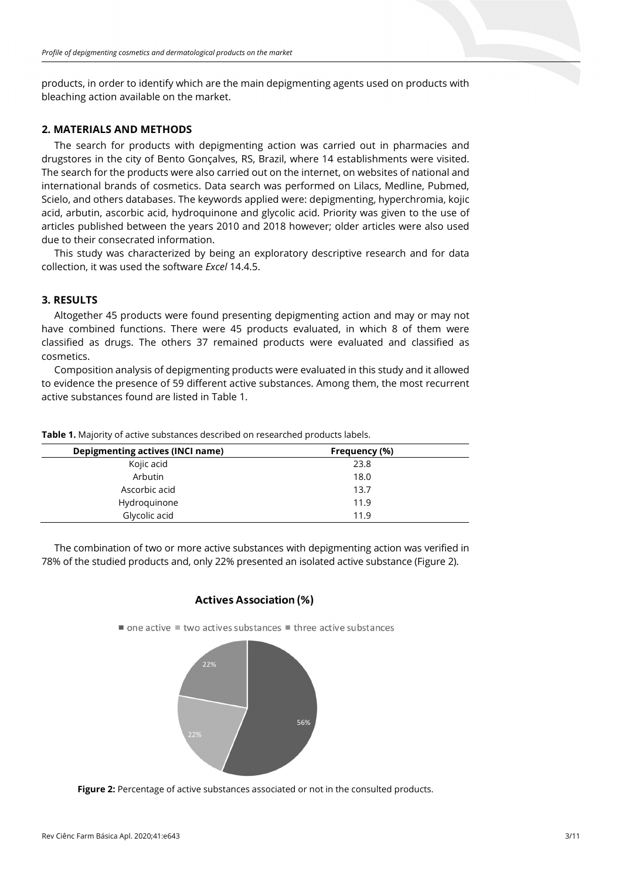products, in order to identify which are the main depigmenting agents used on products with bleaching action available on the market.

## 2. MATERIALS AND METHODS

The search for products with depigmenting action was carried out in pharmacies and drugstores in the city of Bento Gonçalves, RS, Brazil, where 14 establishments were visited. The search for the products were also carried out on the internet, on websites of national and international brands of cosmetics. Data search was performed on Lilacs, Medline, Pubmed, Scielo, and others databases. The keywords applied were: depigmenting, hyperchromia, kojic acid, arbutin, ascorbic acid, hydroquinone and glycolic acid. Priority was given to the use of articles published between the years 2010 and 2018 however; older articles were also used due to their consecrated information.

This study was characterized by being an exploratory descriptive research and for data collection, it was used the software *Excel* 14.4.5.

## 3. RESULTS

Altogether 45 products were found presenting depigmenting action and may or may not have combined functions. There were 45 products evaluated, in which 8 of them were classified as drugs. The others 37 remained products were evaluated and classified as cosmetics.

Composition analysis of depigmenting products were evaluated in this study and it allowed to evidence the presence of 59 different active substances. Among them, the most recurrent active substances found are listed in Table 1.

**Table 1.** Majority of active substances described on researched products labels.

| Depigmenting actives (INCI name) | Frequency (%) |
|---|---|
| Kojic acid | 23.8 |
| Arbutin | 18.0 |
| Ascorbic acid | 13.7 |
| Hydroquinone | 11.9 |
| Glycolic acid | 11.9 |

The combination of two or more active substances with depigmenting action was verified in 78% of the studied products and, only 22% presented an isolated active substance (Figure 2).

**Actives Association (%)**

■ one active ■ two actives substances ■ three active substances

22%

22%

56%

**Figure 2:** Percentage of active substances associated or not in the consulted products.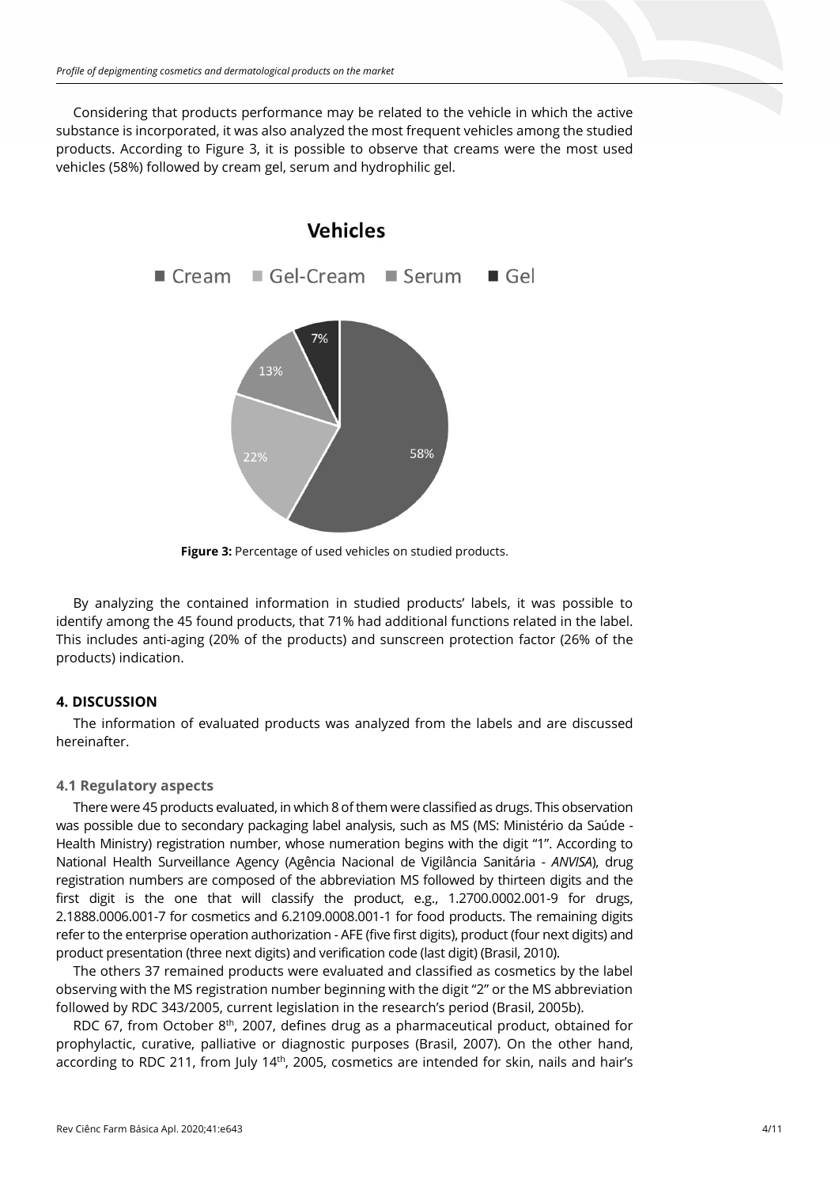Considering that products performance may be related to the vehicle in which the active substance is incorporated, it was also analyzed the most frequent vehicles among the studied products. According to Figure 3, it is possible to observe that creams were the most used vehicles (58%) followed by cream gel, serum and hydrophilic gel.

**Figure 3:** Percentage of used vehicles on studied products.

By analyzing the contained information in studied products' labels, it was possible to identify among the 45 found products, that 71% had additional functions related in the label. This includes anti-aging (20% of the products) and sunscreen protection factor (26% of the products) indication.

## 4. DISCUSSION

The information of evaluated products was analyzed from the labels and are discussed hereinafter.

### 4.1 Regulatory aspects

There were 45 products evaluated, in which 8 of them were classified as drugs. This observation was possible due to secondary packaging label analysis, such as MS (MS: Ministério da Saúde - Health Ministry) registration number, whose numeration begins with the digit "1". According to National Health Surveillance Agency (Agência Nacional de Vigilância Sanitária - *ANVISA*), drug registration numbers are composed of the abbreviation MS followed by thirteen digits and the first digit is the one that will classify the product, e.g., 1.2700.0002.001-9 for drugs, 2.1888.0006.001-7 for cosmetics and 6.2109.0008.001-1 for food products. The remaining digits refer to the enterprise operation authorization - AFE (five first digits), product (four next digits) and product presentation (three next digits) and verification code (last digit) (Brasil, 2010).

The others 37 remained products were evaluated and classified as cosmetics by the label observing with the MS registration number beginning with the digit "2" or the MS abbreviation followed by RDC 343/2005, current legislation in the research's period (Brasil, 2005b).

RDC 67, from October 8th, 2007, defines drug as a pharmaceutical product, obtained for prophylactic, curative, palliative or diagnostic purposes (Brasil, 2007). On the other hand, according to RDC 211, from July 14th, 2005, cosmetics are intended for skin, nails and hair's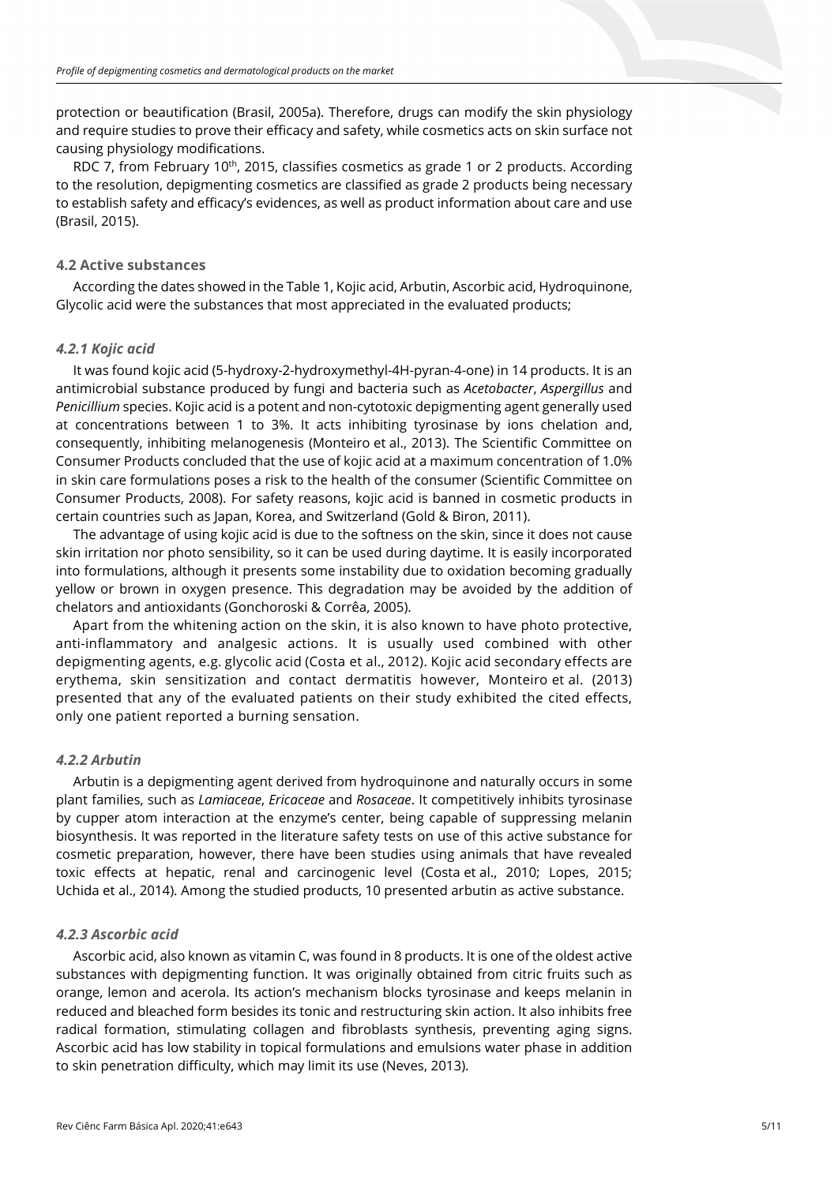protection or beautification (Brasil, 2005a). Therefore, drugs can modify the skin physiology and require studies to prove their efficacy and safety, while cosmetics acts on skin surface not causing physiology modifications.

RDC 7, from February 10th, 2015, classifies cosmetics as grade 1 or 2 products. According to the resolution, depigmenting cosmetics are classified as grade 2 products being necessary to establish safety and efficacy's evidences, as well as product information about care and use (Brasil, 2015).

### 4.2 Active substances

According the dates showed in the Table 1, Kojic acid, Arbutin, Ascorbic acid, Hydroquinone, Glycolic acid were the substances that most appreciated in the evaluated products;

#### *4.2.1 Kojic acid*

It was found kojic acid (5-hydroxy-2-hydroxymethyl-4H-pyran-4-one) in 14 products. It is an antimicrobial substance produced by fungi and bacteria such as *Acetobacter*, *Aspergillus* and *Penicillium* species. Kojic acid is a potent and non-cytotoxic depigmenting agent generally used at concentrations between 1 to 3%. It acts inhibiting tyrosinase by ions chelation and, consequently, inhibiting melanogenesis (Monteiro et al., 2013). The Scientific Committee on Consumer Products concluded that the use of kojic acid at a maximum concentration of 1.0% in skin care formulations poses a risk to the health of the consumer (Scientific Committee on Consumer Products, 2008). For safety reasons, kojic acid is banned in cosmetic products in certain countries such as Japan, Korea, and Switzerland (Gold & Biron, 2011).

The advantage of using kojic acid is due to the softness on the skin, since it does not cause skin irritation nor photo sensibility, so it can be used during daytime. It is easily incorporated into formulations, although it presents some instability due to oxidation becoming gradually yellow or brown in oxygen presence. This degradation may be avoided by the addition of chelators and antioxidants (Gonchoroski & Corrêa, 2005).

Apart from the whitening action on the skin, it is also known to have photo protective, anti-inflammatory and analgesic actions. It is usually used combined with other depigmenting agents, e.g. glycolic acid (Costa et al., 2012). Kojic acid secondary effects are erythema, skin sensitization and contact dermatitis however, Monteiro et al. (2013) presented that any of the evaluated patients on their study exhibited the cited effects, only one patient reported a burning sensation.

#### *4.2.2 Arbutin*

Arbutin is a depigmenting agent derived from hydroquinone and naturally occurs in some plant families, such as *Lamiaceae*, *Ericaceae* and *Rosaceae*. It competitively inhibits tyrosinase by cupper atom interaction at the enzyme's center, being capable of suppressing melanin biosynthesis. It was reported in the literature safety tests on use of this active substance for cosmetic preparation, however, there have been studies using animals that have revealed toxic effects at hepatic, renal and carcinogenic level (Costa et al., 2010; Lopes, 2015; Uchida et al., 2014). Among the studied products, 10 presented arbutin as active substance.

#### *4.2.3 Ascorbic acid*

Ascorbic acid, also known as vitamin C, was found in 8 products. It is one of the oldest active substances with depigmenting function. It was originally obtained from citric fruits such as orange, lemon and acerola. Its action's mechanism blocks tyrosinase and keeps melanin in reduced and bleached form besides its tonic and restructuring skin action. It also inhibits free radical formation, stimulating collagen and fibroblasts synthesis, preventing aging signs. Ascorbic acid has low stability in topical formulations and emulsions water phase in addition to skin penetration difficulty, which may limit its use (Neves, 2013).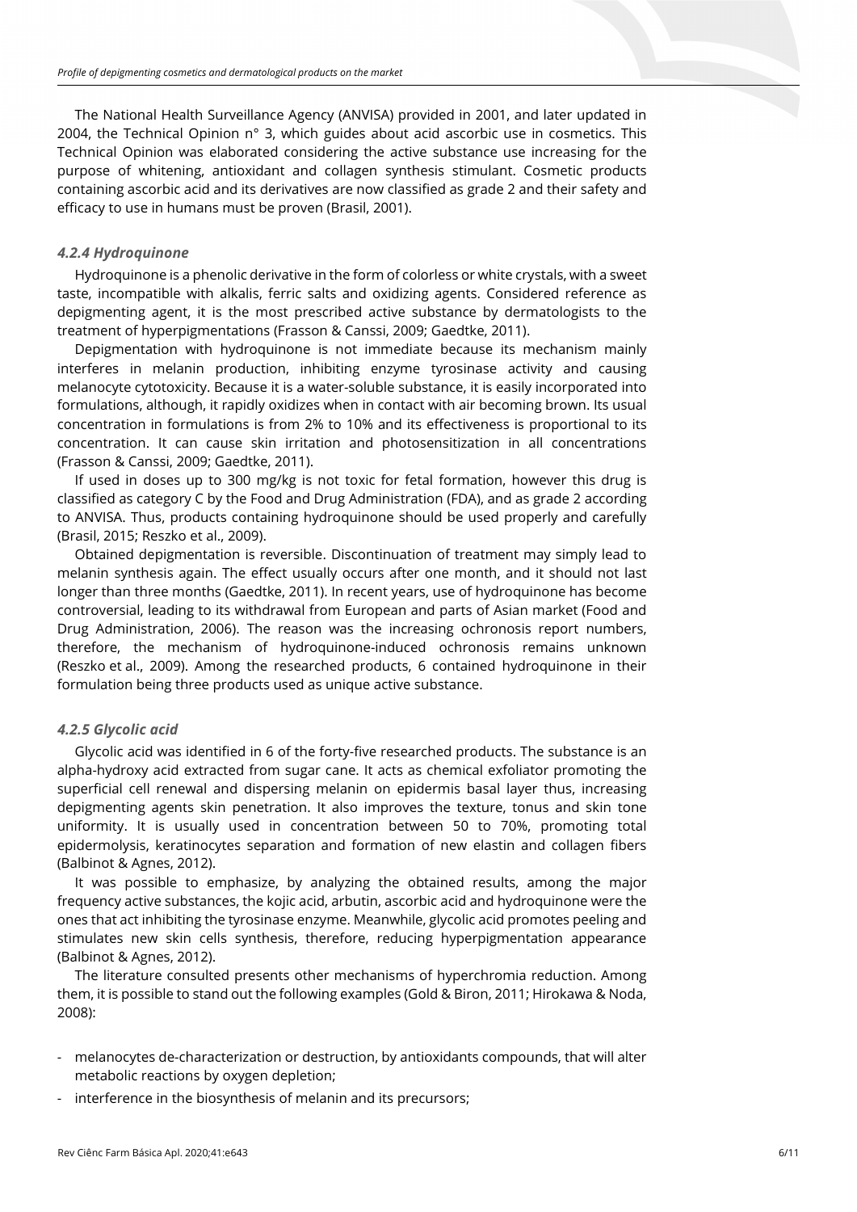The National Health Surveillance Agency (ANVISA) provided in 2001, and later updated in 2004, the Technical Opinion n° 3, which guides about acid ascorbic use in cosmetics. This Technical Opinion was elaborated considering the active substance use increasing for the purpose of whitening, antioxidant and collagen synthesis stimulant. Cosmetic products containing ascorbic acid and its derivatives are now classified as grade 2 and their safety and efficacy to use in humans must be proven (Brasil, 2001).

#### *4.2.4 Hydroquinone*

Hydroquinone is a phenolic derivative in the form of colorless or white crystals, with a sweet taste, incompatible with alkalis, ferric salts and oxidizing agents. Considered reference as depigmenting agent, it is the most prescribed active substance by dermatologists to the treatment of hyperpigmentations (Frasson & Canssi, 2009; Gaedtke, 2011).

Depigmentation with hydroquinone is not immediate because its mechanism mainly interferes in melanin production, inhibiting enzyme tyrosinase activity and causing melanocyte cytotoxicity. Because it is a water-soluble substance, it is easily incorporated into formulations, although, it rapidly oxidizes when in contact with air becoming brown. Its usual concentration in formulations is from 2% to 10% and its effectiveness is proportional to its concentration. It can cause skin irritation and photosensitization in all concentrations (Frasson & Canssi, 2009; Gaedtke, 2011).

If used in doses up to 300 mg/kg is not toxic for fetal formation, however this drug is classified as category C by the Food and Drug Administration (FDA), and as grade 2 according to ANVISA. Thus, products containing hydroquinone should be used properly and carefully (Brasil, 2015; Reszko et al., 2009).

Obtained depigmentation is reversible. Discontinuation of treatment may simply lead to melanin synthesis again. The effect usually occurs after one month, and it should not last longer than three months (Gaedtke, 2011). In recent years, use of hydroquinone has become controversial, leading to its withdrawal from European and parts of Asian market (Food and Drug Administration, 2006). The reason was the increasing ochronosis report numbers, therefore, the mechanism of hydroquinone-induced ochronosis remains unknown (Reszko et al., 2009). Among the researched products, 6 contained hydroquinone in their formulation being three products used as unique active substance.

#### *4.2.5 Glycolic acid*

Glycolic acid was identified in 6 of the forty-five researched products. The substance is an alpha-hydroxy acid extracted from sugar cane. It acts as chemical exfoliator promoting the superficial cell renewal and dispersing melanin on epidermis basal layer thus, increasing depigmenting agents skin penetration. It also improves the texture, tonus and skin tone uniformity. It is usually used in concentration between 50 to 70%, promoting total epidermolysis, keratinocytes separation and formation of new elastin and collagen fibers (Balbinot & Agnes, 2012).

It was possible to emphasize, by analyzing the obtained results, among the major frequency active substances, the kojic acid, arbutin, ascorbic acid and hydroquinone were the ones that act inhibiting the tyrosinase enzyme. Meanwhile, glycolic acid promotes peeling and stimulates new skin cells synthesis, therefore, reducing hyperpigmentation appearance (Balbinot & Agnes, 2012).

The literature consulted presents other mechanisms of hyperchromia reduction. Among them, it is possible to stand out the following examples (Gold & Biron, 2011; Hirokawa & Noda, 2008):

- melanocytes de-characterization or destruction, by antioxidants compounds, that will alter metabolic reactions by oxygen depletion;
- interference in the biosynthesis of melanin and its precursors;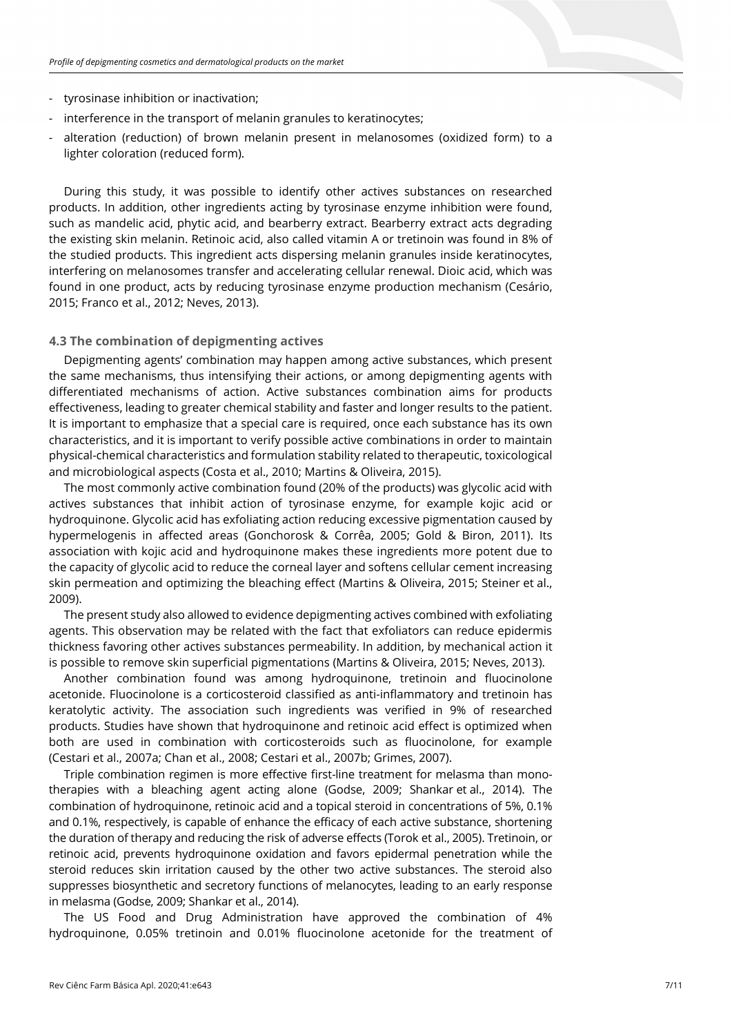- tyrosinase inhibition or inactivation;
- interference in the transport of melanin granules to keratinocytes;
- alteration (reduction) of brown melanin present in melanosomes (oxidized form) to a lighter coloration (reduced form).

During this study, it was possible to identify other actives substances on researched products. In addition, other ingredients acting by tyrosinase enzyme inhibition were found, such as mandelic acid, phytic acid, and bearberry extract. Bearberry extract acts degrading the existing skin melanin. Retinoic acid, also called vitamin A or tretinoin was found in 8% of the studied products. This ingredient acts dispersing melanin granules inside keratinocytes, interfering on melanosomes transfer and accelerating cellular renewal. Dioic acid, which was found in one product, acts by reducing tyrosinase enzyme production mechanism (Cesário, 2015; Franco et al., 2012; Neves, 2013).

### 4.3 The combination of depigmenting actives

Depigmenting agents' combination may happen among active substances, which present the same mechanisms, thus intensifying their actions, or among depigmenting agents with differentiated mechanisms of action. Active substances combination aims for products effectiveness, leading to greater chemical stability and faster and longer results to the patient. It is important to emphasize that a special care is required, once each substance has its own characteristics, and it is important to verify possible active combinations in order to maintain physical-chemical characteristics and formulation stability related to therapeutic, toxicological and microbiological aspects (Costa et al., 2010; Martins & Oliveira, 2015).

The most commonly active combination found (20% of the products) was glycolic acid with actives substances that inhibit action of tyrosinase enzyme, for example kojic acid or hydroquinone. Glycolic acid has exfoliating action reducing excessive pigmentation caused by hypermelogenis in affected areas (Gonchorosk & Corrêa, 2005; Gold & Biron, 2011). Its association with kojic acid and hydroquinone makes these ingredients more potent due to the capacity of glycolic acid to reduce the corneal layer and softens cellular cement increasing skin permeation and optimizing the bleaching effect (Martins & Oliveira, 2015; Steiner et al., 2009).

The present study also allowed to evidence depigmenting actives combined with exfoliating agents. This observation may be related with the fact that exfoliators can reduce epidermis thickness favoring other actives substances permeability. In addition, by mechanical action it is possible to remove skin superficial pigmentations (Martins & Oliveira, 2015; Neves, 2013).

Another combination found was among hydroquinone, tretinoin and fluocinolone acetonide. Fluocinolone is a corticosteroid classified as anti-inflammatory and tretinoin has keratolytic activity. The association such ingredients was verified in 9% of researched products. Studies have shown that hydroquinone and retinoic acid effect is optimized when both are used in combination with corticosteroids such as fluocinolone, for example (Cestari et al., 2007a; Chan et al., 2008; Cestari et al., 2007b; Grimes, 2007).

Triple combination regimen is more effective first-line treatment for melasma than mono-therapies with a bleaching agent acting alone (Godse, 2009; Shankar et al., 2014). The combination of hydroquinone, retinoic acid and a topical steroid in concentrations of 5%, 0.1% and 0.1%, respectively, is capable of enhance the efficacy of each active substance, shortening the duration of therapy and reducing the risk of adverse effects (Torok et al., 2005). Tretinoin, or retinoic acid, prevents hydroquinone oxidation and favors epidermal penetration while the steroid reduces skin irritation caused by the other two active substances. The steroid also suppresses biosynthetic and secretory functions of melanocytes, leading to an early response in melasma (Godse, 2009; Shankar et al., 2014).

The US Food and Drug Administration have approved the combination of 4% hydroquinone, 0.05% tretinoin and 0.01% fluocinolone acetonide for the treatment of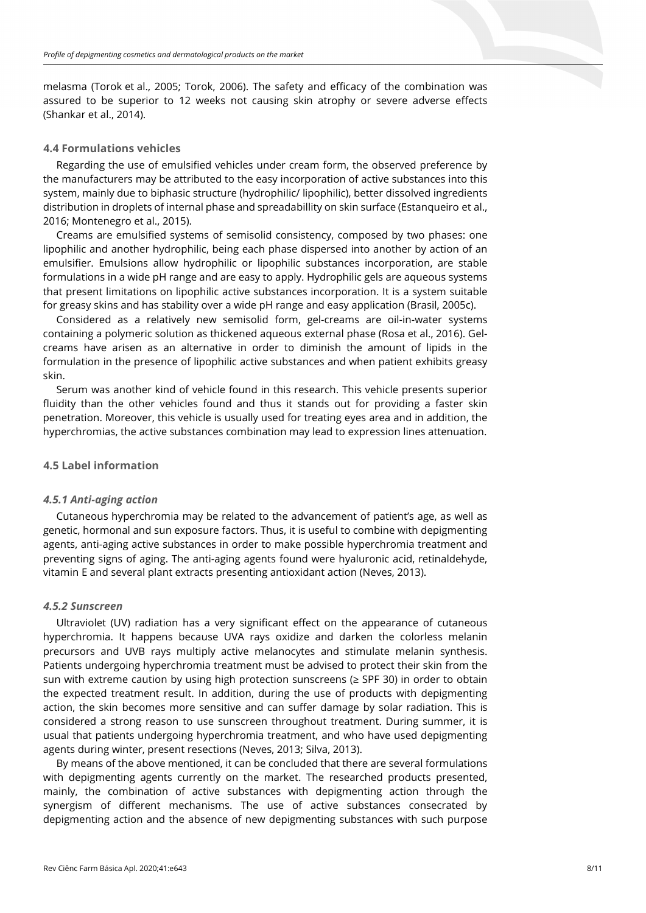melasma (Torok et al., 2005; Torok, 2006). The safety and efficacy of the combination was assured to be superior to 12 weeks not causing skin atrophy or severe adverse effects (Shankar et al., 2014).

### 4.4 Formulations vehicles

Regarding the use of emulsified vehicles under cream form, the observed preference by the manufacturers may be attributed to the easy incorporation of active substances into this system, mainly due to biphasic structure (hydrophilic/ lipophilic), better dissolved ingredients distribution in droplets of internal phase and spreadabillity on skin surface (Estanqueiro et al., 2016; Montenegro et al., 2015).

Creams are emulsified systems of semisolid consistency, composed by two phases: one lipophilic and another hydrophilic, being each phase dispersed into another by action of an emulsifier. Emulsions allow hydrophilic or lipophilic substances incorporation, are stable formulations in a wide pH range and are easy to apply. Hydrophilic gels are aqueous systems that present limitations on lipophilic active substances incorporation. It is a system suitable for greasy skins and has stability over a wide pH range and easy application (Brasil, 2005c).

Considered as a relatively new semisolid form, gel-creams are oil-in-water systems containing a polymeric solution as thickened aqueous external phase (Rosa et al., 2016). Gel-creams have arisen as an alternative in order to diminish the amount of lipids in the formulation in the presence of lipophilic active substances and when patient exhibits greasy skin.

Serum was another kind of vehicle found in this research. This vehicle presents superior fluidity than the other vehicles found and thus it stands out for providing a faster skin penetration. Moreover, this vehicle is usually used for treating eyes area and in addition, the hyperchromias, the active substances combination may lead to expression lines attenuation.

### 4.5 Label information

#### *4.5.1 Anti-aging action*

Cutaneous hyperchromia may be related to the advancement of patient's age, as well as genetic, hormonal and sun exposure factors. Thus, it is useful to combine with depigmenting agents, anti-aging active substances in order to make possible hyperchromia treatment and preventing signs of aging. The anti-aging agents found were hyaluronic acid, retinaldehyde, vitamin E and several plant extracts presenting antioxidant action (Neves, 2013).

#### *4.5.2 Sunscreen*

Ultraviolet (UV) radiation has a very significant effect on the appearance of cutaneous hyperchromia. It happens because UVA rays oxidize and darken the colorless melanin precursors and UVB rays multiply active melanocytes and stimulate melanin synthesis. Patients undergoing hyperchromia treatment must be advised to protect their skin from the sun with extreme caution by using high protection sunscreens (≥ SPF 30) in order to obtain the expected treatment result. In addition, during the use of products with depigmenting action, the skin becomes more sensitive and can suffer damage by solar radiation. This is considered a strong reason to use sunscreen throughout treatment. During summer, it is usual that patients undergoing hyperchromia treatment, and who have used depigmenting agents during winter, present resections (Neves, 2013; Silva, 2013).

By means of the above mentioned, it can be concluded that there are several formulations with depigmenting agents currently on the market. The researched products presented, mainly, the combination of active substances with depigmenting action through the synergism of different mechanisms. The use of active substances consecrated by depigmenting action and the absence of new depigmenting substances with such purpose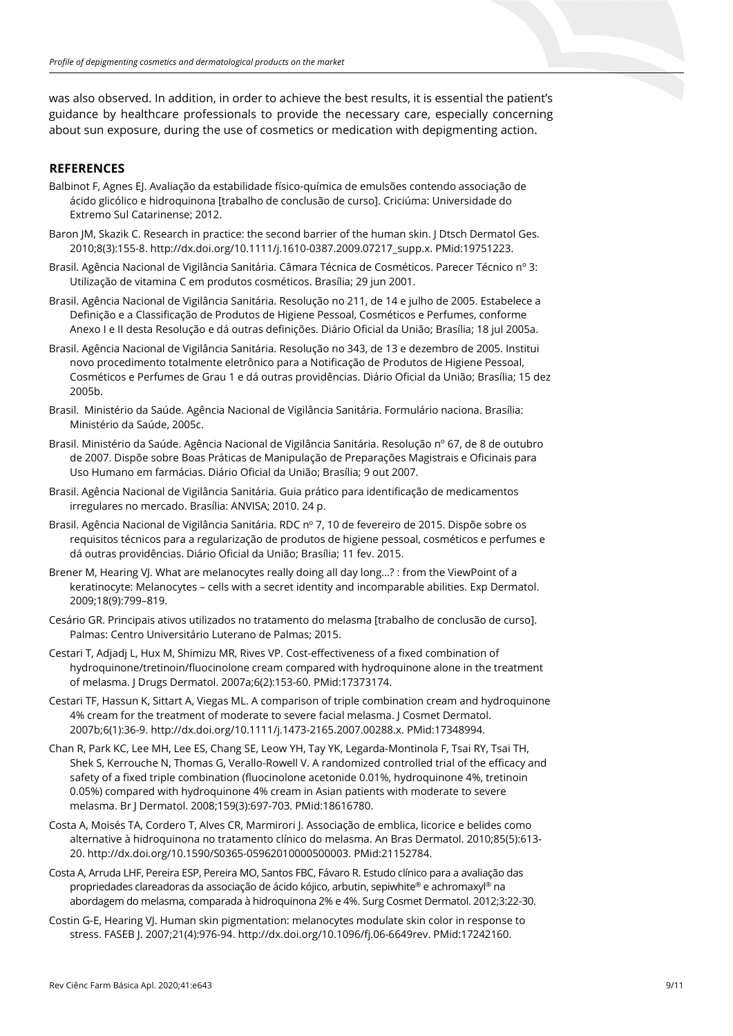was also observed. In addition, in order to achieve the best results, it is essential the patient's guidance by healthcare professionals to provide the necessary care, especially concerning about sun exposure, during the use of cosmetics or medication with depigmenting action.

## REFERENCES

Balbinot F, Agnes EJ. Avaliação da estabilidade físico-química de emulsões contendo associação de ácido glicólico e hidroquinona [trabalho de conclusão de curso]. Criciúma: Universidade do Extremo Sul Catarinense; 2012.

Baron JM, Skazik C. Research in practice: the second barrier of the human skin. J Dtsch Dermatol Ges. 2010;8(3):155-8. http://dx.doi.org/10.1111/j.1610-0387.2009.07217_supp.x. PMid:19751223.

Brasil. Agência Nacional de Vigilância Sanitária. Câmara Técnica de Cosméticos. Parecer Técnico nº 3: Utilização de vitamina C em produtos cosméticos. Brasília; 29 jun 2001.

Brasil. Agência Nacional de Vigilância Sanitária. Resolução no 211, de 14 e julho de 2005. Estabelece a Definição e a Classificação de Produtos de Higiene Pessoal, Cosméticos e Perfumes, conforme Anexo I e II desta Resolução e dá outras definições. Diário Oficial da União; Brasília; 18 jul 2005a.

Brasil. Agência Nacional de Vigilância Sanitária. Resolução no 343, de 13 e dezembro de 2005. Institui novo procedimento totalmente eletrônico para a Notificação de Produtos de Higiene Pessoal, Cosméticos e Perfumes de Grau 1 e dá outras providências. Diário Oficial da União; Brasília; 15 dez 2005b.

Brasil. Ministério da Saúde. Agência Nacional de Vigilância Sanitária. Formulário naciona. Brasília: Ministério da Saúde, 2005c.

Brasil. Ministério da Saúde. Agência Nacional de Vigilância Sanitária. Resolução nº 67, de 8 de outubro de 2007. Dispõe sobre Boas Práticas de Manipulação de Preparações Magistrais e Oficinais para Uso Humano em farmácias. Diário Oficial da União; Brasília; 9 out 2007.

Brasil. Agência Nacional de Vigilância Sanitária. Guia prático para identificação de medicamentos irregulares no mercado. Brasília: ANVISA; 2010. 24 p.

Brasil. Agência Nacional de Vigilância Sanitária. RDC nº 7, 10 de fevereiro de 2015. Dispõe sobre os requisitos técnicos para a regularização de produtos de higiene pessoal, cosméticos e perfumes e dá outras providências. Diário Oficial da União; Brasília; 11 fev. 2015.

Brener M, Hearing VJ. What are melanocytes really doing all day long...? : from the ViewPoint of a keratinocyte: Melanocytes – cells with a secret identity and incomparable abilities. Exp Dermatol. 2009;18(9):799–819.

Cesário GR. Principais ativos utilizados no tratamento do melasma [trabalho de conclusão de curso]. Palmas: Centro Universitário Luterano de Palmas; 2015.

Cestari T, Adjadj L, Hux M, Shimizu MR, Rives VP. Cost-effectiveness of a fixed combination of hydroquinone/tretinoin/fluocinolone cream compared with hydroquinone alone in the treatment of melasma. J Drugs Dermatol. 2007a;6(2):153-60. PMid:17373174.

Cestari TF, Hassun K, Sittart A, Viegas ML. A comparison of triple combination cream and hydroquinone 4% cream for the treatment of moderate to severe facial melasma. J Cosmet Dermatol. 2007b;6(1):36-9. http://dx.doi.org/10.1111/j.1473-2165.2007.00288.x. PMid:17348994.

Chan R, Park KC, Lee MH, Lee ES, Chang SE, Leow YH, Tay YK, Legarda-Montinola F, Tsai RY, Tsai TH, Shek S, Kerrouche N, Thomas G, Verallo-Rowell V. A randomized controlled trial of the efficacy and safety of a fixed triple combination (fluocinolone acetonide 0.01%, hydroquinone 4%, tretinoin 0.05%) compared with hydroquinone 4% cream in Asian patients with moderate to severe melasma. Br J Dermatol. 2008;159(3):697-703. PMid:18616780.

Costa A, Moisés TA, Cordero T, Alves CR, Marmirori J. Associação de emblica, licorice e belides como alternative à hidroquinona no tratamento clínico do melasma. An Bras Dermatol. 2010;85(5):613-20. http://dx.doi.org/10.1590/S0365-05962010000500003. PMid:21152784.

Costa A, Arruda LHF, Pereira ESP, Pereira MO, Santos FBC, Fávaro R. Estudo clínico para a avaliação das propriedades clareadoras da associação de ácido kójico, arbutin, sepiwhite® e achromaxyl® na abordagem do melasma, comparada à hidroquinona 2% e 4%. Surg Cosmet Dermatol. 2012;3:22-30.

Costin G-E, Hearing VJ. Human skin pigmentation: melanocytes modulate skin color in response to stress. FASEB J. 2007;21(4):976-94. http://dx.doi.org/10.1096/fj.06-6649rev. PMid:17242160.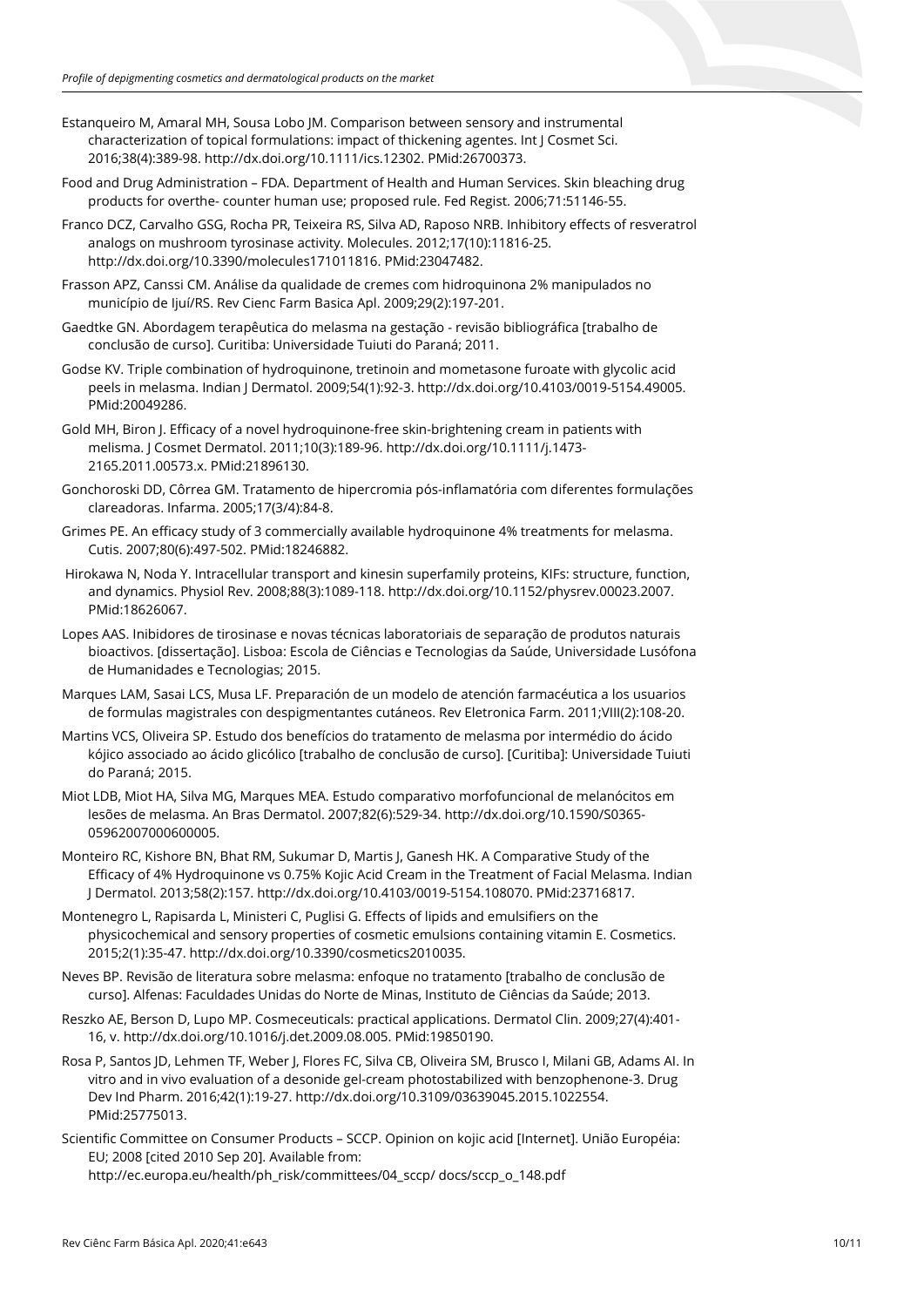Estanqueiro M, Amaral MH, Sousa Lobo JM. Comparison between sensory and instrumental characterization of topical formulations: impact of thickening agentes. Int J Cosmet Sci. 2016;38(4):389-98. http://dx.doi.org/10.1111/ics.12302. PMid:26700373.

Food and Drug Administration – FDA. Department of Health and Human Services. Skin bleaching drug products for overthe- counter human use; proposed rule. Fed Regist. 2006;71:51146-55.

Franco DCZ, Carvalho GSG, Rocha PR, Teixeira RS, Silva AD, Raposo NRB. Inhibitory effects of resveratrol analogs on mushroom tyrosinase activity. Molecules. 2012;17(10):11816-25. http://dx.doi.org/10.3390/molecules171011816. PMid:23047482.

Frasson APZ, Canssi CM. Análise da qualidade de cremes com hidroquinona 2% manipulados no município de Ijuí/RS. Rev Cienc Farm Basica Apl. 2009;29(2):197-201.

Gaedtke GN. Abordagem terapêutica do melasma na gestação - revisão bibliográfica [trabalho de conclusão de curso]. Curitiba: Universidade Tuiuti do Paraná; 2011.

Godse KV. Triple combination of hydroquinone, tretinoin and mometasone furoate with glycolic acid peels in melasma. Indian J Dermatol. 2009;54(1):92-3. http://dx.doi.org/10.4103/0019-5154.49005. PMid:20049286.

Gold MH, Biron J. Efficacy of a novel hydroquinone-free skin-brightening cream in patients with melisma. J Cosmet Dermatol. 2011;10(3):189-96. http://dx.doi.org/10.1111/j.1473-2165.2011.00573.x. PMid:21896130.

Gonchoroski DD, Côrrea GM. Tratamento de hipercromia pós-inflamatória com diferentes formulações clareadoras. Infarma. 2005;17(3/4):84-8.

Grimes PE. An efficacy study of 3 commercially available hydroquinone 4% treatments for melasma. Cutis. 2007;80(6):497-502. PMid:18246882.

Hirokawa N, Noda Y. Intracellular transport and kinesin superfamily proteins, KIFs: structure, function, and dynamics. Physiol Rev. 2008;88(3):1089-118. http://dx.doi.org/10.1152/physrev.00023.2007. PMid:18626067.

Lopes AAS. Inibidores de tirosinase e novas técnicas laboratoriais de separação de produtos naturais bioactivos. [dissertação]. Lisboa: Escola de Ciências e Tecnologias da Saúde, Universidade Lusófona de Humanidades e Tecnologias; 2015.

Marques LAM, Sasai LCS, Musa LF. Preparación de un modelo de atención farmacéutica a los usuarios de formulas magistrales con despigmentantes cutáneos. Rev Eletronica Farm. 2011;VIII(2):108-20.

Martins VCS, Oliveira SP. Estudo dos benefícios do tratamento de melasma por intermédio do ácido kójico associado ao ácido glicólico [trabalho de conclusão de curso]. [Curitiba]: Universidade Tuiuti do Paraná; 2015.

Miot LDB, Miot HA, Silva MG, Marques MEA. Estudo comparativo morfofuncional de melanócitos em lesões de melasma. An Bras Dermatol. 2007;82(6):529-34. http://dx.doi.org/10.1590/S0365-05962007000600005.

Monteiro RC, Kishore BN, Bhat RM, Sukumar D, Martis J, Ganesh HK. A Comparative Study of the Efficacy of 4% Hydroquinone vs 0.75% Kojic Acid Cream in the Treatment of Facial Melasma. Indian J Dermatol. 2013;58(2):157. http://dx.doi.org/10.4103/0019-5154.108070. PMid:23716817.

Montenegro L, Rapisarda L, Ministeri C, Puglisi G. Effects of lipids and emulsifiers on the physicochemical and sensory properties of cosmetic emulsions containing vitamin E. Cosmetics. 2015;2(1):35-47. http://dx.doi.org/10.3390/cosmetics2010035.

Neves BP. Revisão de literatura sobre melasma: enfoque no tratamento [trabalho de conclusão de curso]. Alfenas: Faculdades Unidas do Norte de Minas, Instituto de Ciências da Saúde; 2013.

Reszko AE, Berson D, Lupo MP. Cosmeceuticals: practical applications. Dermatol Clin. 2009;27(4):401-16, v. http://dx.doi.org/10.1016/j.det.2009.08.005. PMid:19850190.

Rosa P, Santos JD, Lehmen TF, Weber J, Flores FC, Silva CB, Oliveira SM, Brusco I, Milani GB, Adams AI. In vitro and in vivo evaluation of a desonide gel-cream photostabilized with benzophenone-3. Drug Dev Ind Pharm. 2016;42(1):19-27. http://dx.doi.org/10.3109/03639045.2015.1022554. PMid:25775013.

Scientific Committee on Consumer Products – SCCP. Opinion on kojic acid [Internet]. União Européia: EU; 2008 [cited 2010 Sep 20]. Available from: http://ec.europa.eu/health/ph_risk/committees/04_sccp/ docs/sccp_o_148.pdf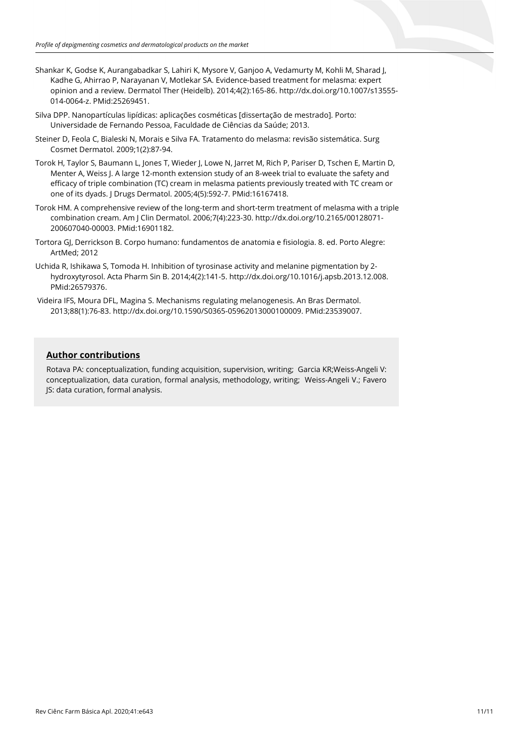Shankar K, Godse K, Aurangabadkar S, Lahiri K, Mysore V, Ganjoo A, Vedamurty M, Kohli M, Sharad J, Kadhe G, Ahirrao P, Narayanan V, Motlekar SA. Evidence-based treatment for melasma: expert opinion and a review. Dermatol Ther (Heidelb). 2014;4(2):165-86. http://dx.doi.org/10.1007/s13555-014-0064-z. PMid:25269451.

Silva DPP. Nanopartículas lipídicas: aplicações cosméticas [dissertação de mestrado]. Porto: Universidade de Fernando Pessoa, Faculdade de Ciências da Saúde; 2013.

Steiner D, Feola C, Bialeski N, Morais e Silva FA. Tratamento do melasma: revisão sistemática. Surg Cosmet Dermatol. 2009;1(2):87-94.

Torok H, Taylor S, Baumann L, Jones T, Wieder J, Lowe N, Jarret M, Rich P, Pariser D, Tschen E, Martin D, Menter A, Weiss J. A large 12-month extension study of an 8-week trial to evaluate the safety and efficacy of triple combination (TC) cream in melasma patients previously treated with TC cream or one of its dyads. J Drugs Dermatol. 2005;4(5):592-7. PMid:16167418.

Torok HM. A comprehensive review of the long-term and short-term treatment of melasma with a triple combination cream. Am J Clin Dermatol. 2006;7(4):223-30. http://dx.doi.org/10.2165/00128071-200607040-00003. PMid:16901182.

Tortora GJ, Derrickson B. Corpo humano: fundamentos de anatomia e fisiologia. 8. ed. Porto Alegre: ArtMed; 2012

Uchida R, Ishikawa S, Tomoda H. Inhibition of tyrosinase activity and melanine pigmentation by 2-hydroxytyrosol. Acta Pharm Sin B. 2014;4(2):141-5. http://dx.doi.org/10.1016/j.apsb.2013.12.008. PMid:26579376.

Videira IFS, Moura DFL, Magina S. Mechanisms regulating melanogenesis. An Bras Dermatol. 2013;88(1):76-83. http://dx.doi.org/10.1590/S0365-05962013000100009. PMid:23539007.

## Author contributions

Rotava PA: conceptualization, funding acquisition, supervision, writing; Garcia KR;Weiss-Angeli V: conceptualization, data curation, formal analysis, methodology, writing; Weiss-Angeli V.; Favero JS: data curation, formal analysis.